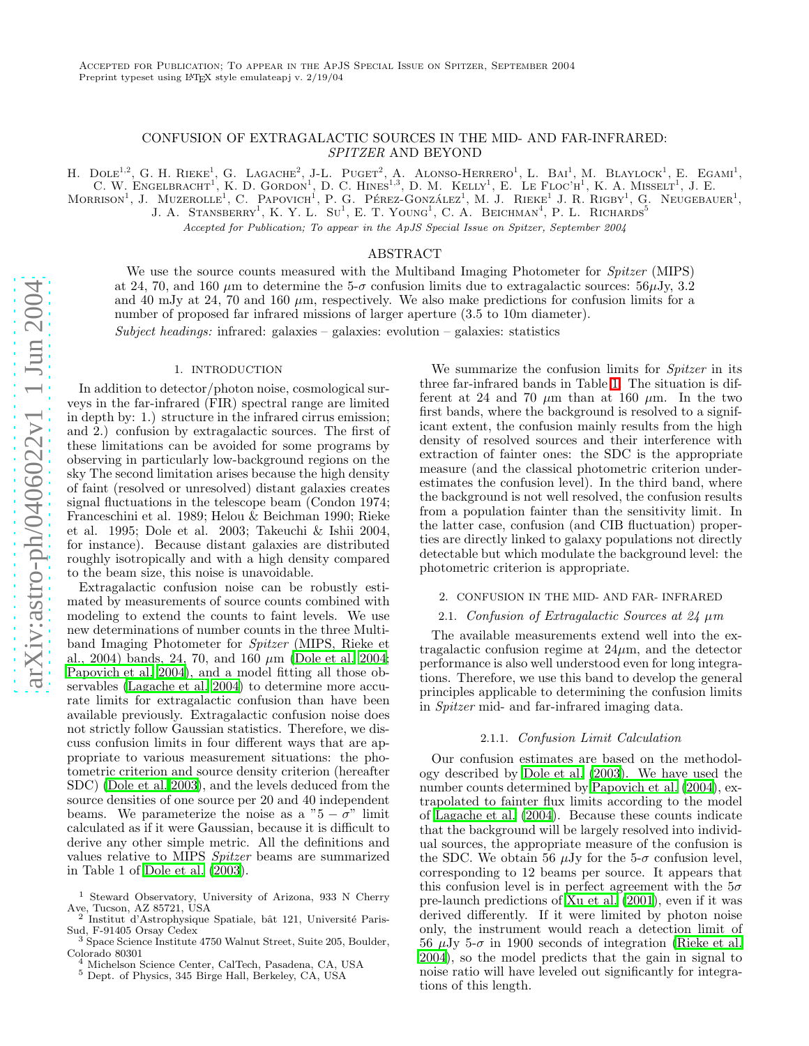Accepted for Publication; To appear in the ApJS Special Issue on Spitzer, September 2004
Preprint typeset using LaTeX style emulateapj v. 2/19/04

# CONFUSION OF EXTRAGALACTIC SOURCES IN THE MID- AND FAR-INFRARED: *SPITZER* AND BEYOND

H. Dole[1,2], G. H. Rieke[1], G. Lagache[2], J-L. Puget[2], A. Alonso-Herrero[1], L. Bai[1], M. Blaylock[1], E. Egami[1], C. W. Engelbracht[1], K. D. Gordon[1], D. C. Hines[1,3], D. M. Kelly[1], E. Le Floc'h[1], K. A. Misselt[1], J. E. Morrison[1], J. Muzerolle[1], C. Papovich[1], P. G. Pérez-González[1], M. J. Rieke[1] J. R. Rigby[1], G. Neugebauer[1], J. A. Stansberry[1], K. Y. L. Su[1], E. T. Young[1], C. A. Beichman[4], P. L. Richards[5]

*Accepted for Publication; To appear in the ApJS Special Issue on Spitzer, September 2004*

## ABSTRACT

We use the source counts measured with the Multiband Imaging Photometer for *Spitzer* (MIPS) at 24, 70, and 160 $\mu$m to determine the 5-$\sigma$ confusion limits due to extragalactic sources: 56$\mu$Jy, 3.2 and 40 mJy at 24, 70 and 160 $\mu$m, respectively. We also make predictions for confusion limits for a number of proposed far infrared missions of larger aperture (3.5 to 10m diameter).

*Subject headings:* infrared: galaxies – galaxies: evolution – galaxies: statistics

## 1. INTRODUCTION

In addition to detector/photon noise, cosmological surveys in the far-infrared (FIR) spectral range are limited in depth by: 1.) structure in the infrared cirrus emission; and 2.) confusion by extragalactic sources. The first of these limitations can be avoided for some programs by observing in particularly low-background regions on the sky The second limitation arises because the high density of faint (resolved or unresolved) distant galaxies creates signal fluctuations in the telescope beam (Condon 1974; Franceschini et al. 1989; Helou & Beichman 1990; Rieke et al. 1995; Dole et al. 2003; Takeuchi & Ishii 2004, for instance). Because distant galaxies are distributed roughly isotropically and with a high density compared to the beam size, this noise is unavoidable.

Extragalactic confusion noise can be robustly estimated by measurements of source counts combined with modeling to extend the counts to faint levels. We use new determinations of number counts in the three Multiband Imaging Photometer for *Spitzer* (MIPS, Rieke et al., 2004) bands, 24, 70, and 160 $\mu$m (Dole et al. 2004; Papovich et al. 2004), and a model fitting all those observables (Lagache et al. 2004) to determine more accurate limits for extragalactic confusion than have been available previously. Extragalactic confusion noise does not strictly follow Gaussian statistics. Therefore, we discuss confusion limits in four different ways that are appropriate to various measurement situations: the photometric criterion and source density criterion (hereafter SDC) (Dole et al. 2003), and the levels deduced from the source densities of one source per 20 and 40 independent beams. We parameterize the noise as a "$5-\sigma$" limit calculated as if it were Gaussian, because it is difficult to derive any other simple metric. All the definitions and values relative to MIPS *Spitzer* beams are summarized in Table 1 of Dole et al. (2003).

We summarize the confusion limits for *Spitzer* in its three far-infrared bands in Table 1. The situation is different at 24 and 70 $\mu$m than at 160 $\mu$m. In the two first bands, where the background is resolved to a significant extent, the confusion mainly results from the high density of resolved sources and their interference with extraction of fainter ones: the SDC is the appropriate measure (and the classical photometric criterion underestimates the confusion level). In the third band, where the background is not well resolved, the confusion results from a population fainter than the sensitivity limit. In the latter case, confusion (and CIB fluctuation) properties are directly linked to galaxy populations not directly detectable but which modulate the background level: the photometric criterion is appropriate.

## 2. CONFUSION IN THE MID- AND FAR- INFRARED

### 2.1. *Confusion of Extragalactic Sources at 24 µm*

The available measurements extend well into the extragalactic confusion regime at 24$\mu$m, and the detector performance is also well understood even for long integrations. Therefore, we use this band to develop the general principles applicable to determining the confusion limits in *Spitzer* mid- and far-infrared imaging data.

#### 2.1.1. *Confusion Limit Calculation*

Our confusion estimates are based on the methodology described by Dole et al. (2003). We have used the number counts determined by Papovich et al. (2004), extrapolated to fainter flux limits according to the model of Lagache et al. (2004). Because these counts indicate that the background will be largely resolved into individual sources, the appropriate measure of the confusion is the SDC. We obtain 56 $\mu$Jy for the 5-$\sigma$ confusion level, corresponding to 12 beams per source. It appears that this confusion level is in perfect agreement with the 5$\sigma$ pre-launch predictions of Xu et al. (2001), even if it was derived differently. If it were limited by photon noise only, the instrument would reach a detection limit of 56 $\mu$Jy 5-$\sigma$ in 1900 seconds of integration (Rieke et al. 2004), so the model predicts that the gain in signal to noise ratio will have leveled out significantly for integrations of this length.

[1] Steward Observatory, University of Arizona, 933 N Cherry Ave, Tucson, AZ 85721, USA
[2] Institut d'Astrophysique Spatiale, bât 121, Université Paris-Sud, F-91405 Orsay Cedex
[3] Space Science Institute 4750 Walnut Street, Suite 205, Boulder, Colorado 80301
[4] Michelson Science Center, CalTech, Pasadena, CA, USA
[5] Dept. of Physics, 345 Birge Hall, Berkeley, CA, USA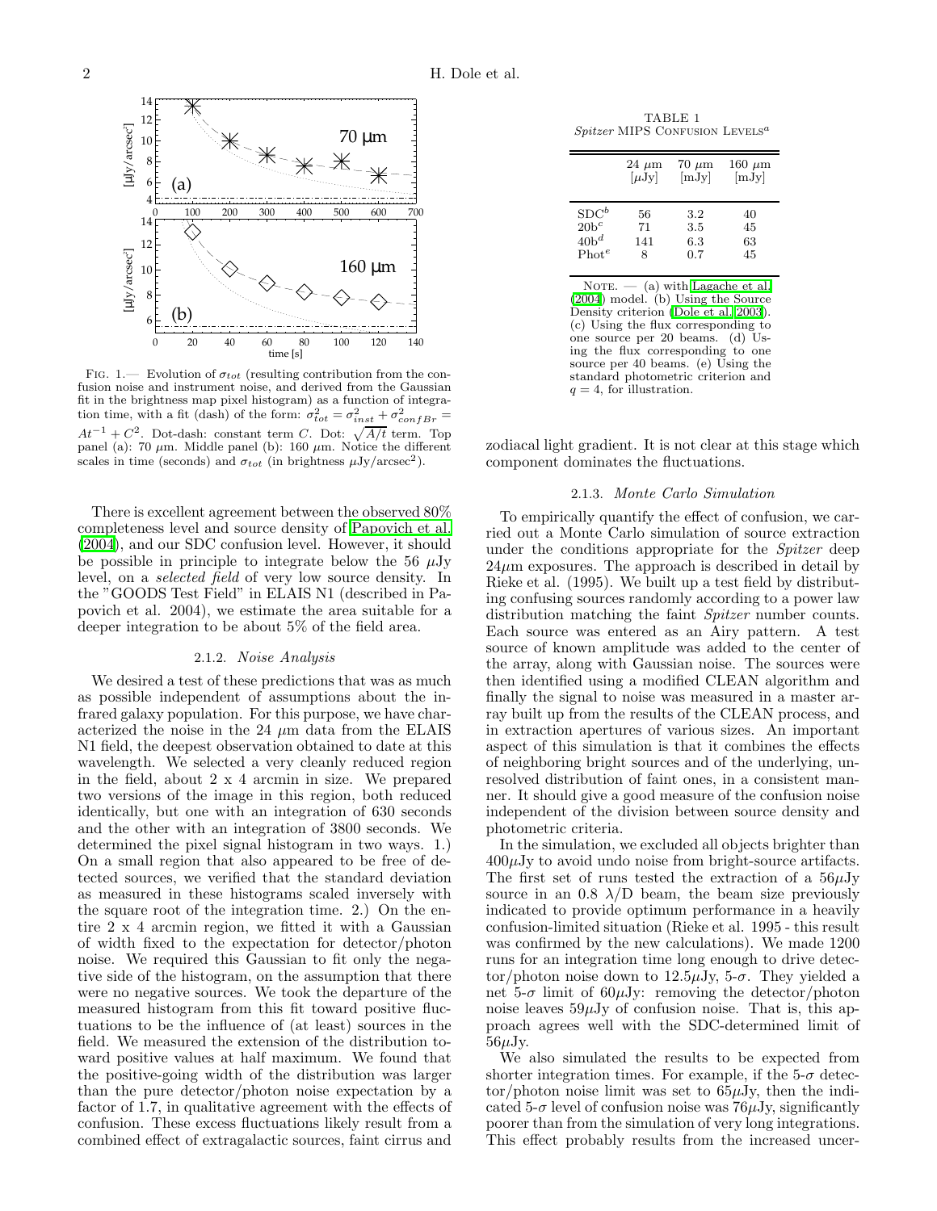FIG. 1.— Evolution of $\sigma_{tot}$ (resulting contribution from the confusion noise and instrument noise, and derived from the Gaussian fit in the brightness map pixel histogram) as a function of integration time, with a fit (dash) of the form: $\sigma_{tot}^2 = \sigma_{inst}^2 + \sigma_{confBr}^2 = At^{-1} + C^2$. Dot-dash: constant term $C$. Dot: $\sqrt{A/t}$ term. Top panel (a): 70 $\mu$m. Middle panel (b): 160 $\mu$m. Notice the different scales in time (seconds) and $\sigma_{tot}$ (in brightness $\mu$Jy/arcsec$^2$).

There is excellent agreement between the observed 80% completeness level and source density of Papovich et al. (2004), and our SDC confusion level. However, it should be possible in principle to integrate below the 56 $\mu$Jy level, on a *selected field* of very low source density. In the "GOODS Test Field" in ELAIS N1 (described in Papovich et al. 2004), we estimate the area suitable for a deeper integration to be about 5% of the field area.

#### 2.1.2. *Noise Analysis*

We desired a test of these predictions that was as much as possible independent of assumptions about the infrared galaxy population. For this purpose, we have characterized the noise in the 24 $\mu$m data from the ELAIS N1 field, the deepest observation obtained to date at this wavelength. We selected a very cleanly reduced region in the field, about 2 x 4 arcmin in size. We prepared two versions of the image in this region, both reduced identically, but one with an integration of 630 seconds and the other with an integration of 3800 seconds. We determined the pixel signal histogram in two ways. 1.) On a small region that also appeared to be free of detected sources, we verified that the standard deviation as measured in these histograms scaled inversely with the square root of the integration time. 2.) On the entire 2 x 4 arcmin region, we fitted it with a Gaussian of width fixed to the expectation for detector/photon noise. We required this Gaussian to fit only the negative side of the histogram, on the assumption that there were no negative sources. We took the departure of the measured histogram from this fit toward positive fluctuations to be the influence of (at least) sources in the field. We measured the extension of the distribution toward positive values at half maximum. We found that the positive-going width of the distribution was larger than the pure detector/photon noise expectation by a factor of 1.7, in qualitative agreement with the effects of confusion. These excess fluctuations likely result from a combined effect of extragalactic sources, faint cirrus and zodiacal light gradient. It is not clear at this stage which component dominates the fluctuations.

TABLE 1
*Spitzer* MIPS CONFUSION LEVELS[a]

| | 24 $\mu$m [$\mu$Jy] | 70 $\mu$m [mJy] | 160 $\mu$m [mJy] |
|---|---|---|---|
| SDC[b] | 56 | 3.2 | 40 |
| 20b[c] | 71 | 3.5 | 45 |
| 40b[d] | 141 | 6.3 | 63 |
| Phot[e] | 8 | 0.7 | 45 |

NOTE. — (a) with Lagache et al. (2004) model. (b) Using the Source Density criterion (Dole et al. 2003). (c) Using the flux corresponding to one source per 20 beams. (d) Using the flux corresponding to one source per 40 beams. (e) Using the standard photometric criterion and $q = 4$, for illustration.

#### 2.1.3. *Monte Carlo Simulation*

To empirically quantify the effect of confusion, we carried out a Monte Carlo simulation of source extraction under the conditions appropriate for the *Spitzer* deep 24$\mu$m exposures. The approach is described in detail by Rieke et al. (1995). We built up a test field by distributing confusing sources randomly according to a power law distribution matching the faint *Spitzer* number counts. Each source was entered as an Airy pattern. A test source of known amplitude was added to the center of the array, along with Gaussian noise. The sources were then identified using a modified CLEAN algorithm and finally the signal to noise was measured in a master array built up from the results of the CLEAN process, and in extraction apertures of various sizes. An important aspect of this simulation is that it combines the effects of neighboring bright sources and of the underlying, unresolved distribution of faint ones, in a consistent manner. It should give a good measure of the confusion noise independent of the division between source density and photometric criteria.

In the simulation, we excluded all objects brighter than 400$\mu$Jy to avoid undo noise from bright-source artifacts. The first set of runs tested the extraction of a 56$\mu$Jy source in an 0.8 $\lambda$/D beam, the beam size previously indicated to provide optimum performance in a heavily confusion-limited situation (Rieke et al. 1995 - this result was confirmed by the new calculations). We made 1200 runs for an integration time long enough to drive detector/photon noise down to 12.5$\mu$Jy, 5-$\sigma$. They yielded a net 5-$\sigma$ limit of 60$\mu$Jy: removing the detector/photon noise leaves 59$\mu$Jy of confusion noise. That is, this approach agrees well with the SDC-determined limit of 56$\mu$Jy.

We also simulated the results to be expected from shorter integration times. For example, if the 5-$\sigma$ detector/photon noise limit was set to 65$\mu$Jy, then the indicated 5-$\sigma$ level of confusion noise was 76$\mu$Jy, significantly poorer than from the simulation of very long integrations. This effect probably results from the increased uncer-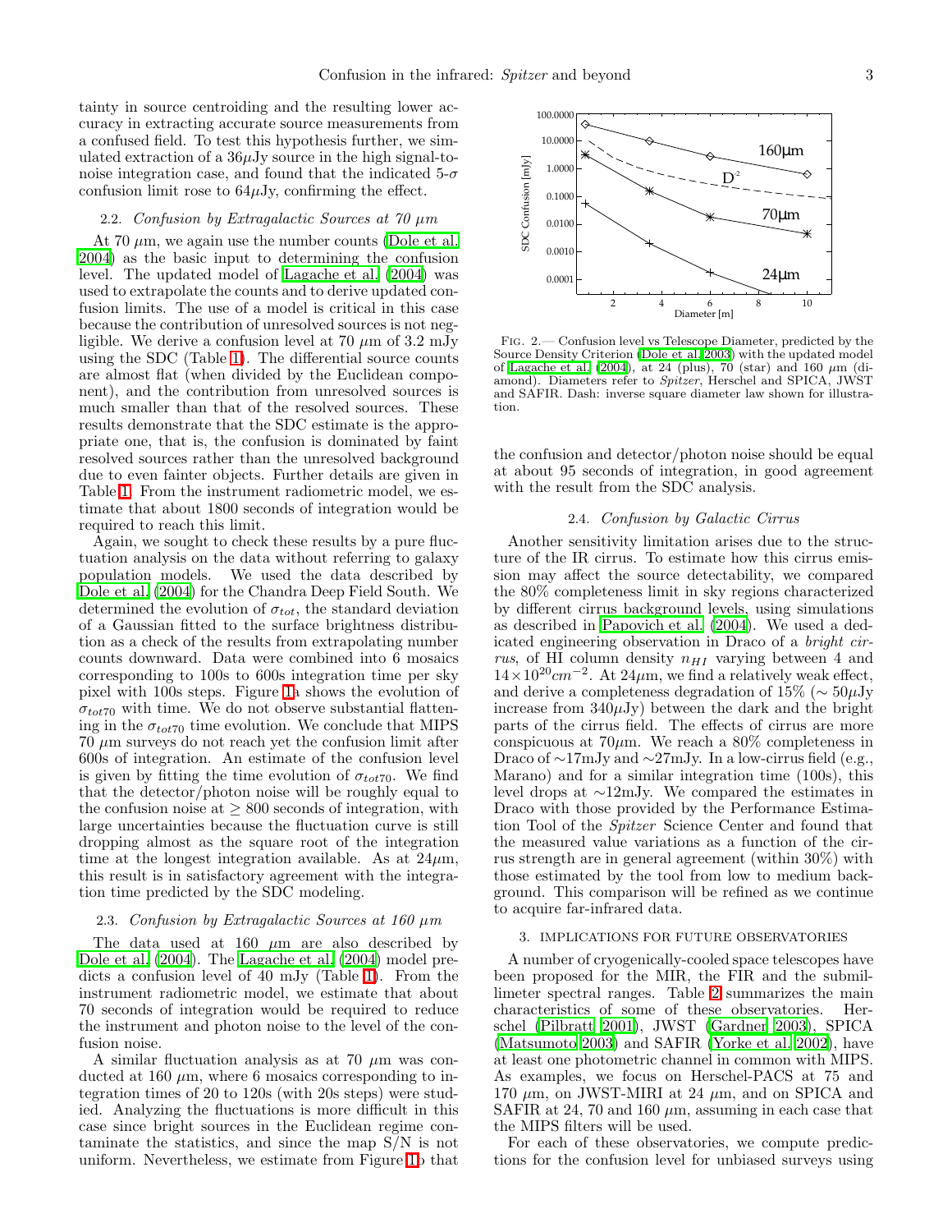tainty in source centroiding and the resulting lower accuracy in extracting accurate source measurements from a confused field. To test this hypothesis further, we simulated extraction of a $36\mu$Jy source in the high signal-to-noise integration case, and found that the indicated 5-$\sigma$ confusion limit rose to $64\mu$Jy, confirming the effect.

### 2.2. *Confusion by Extragalactic Sources at 70 μm*

At 70 $\mu$m, we again use the number counts (Dole et al. 2004) as the basic input to determining the confusion level. The updated model of Lagache et al. (2004) was used to extrapolate the counts and to derive updated confusion limits. The use of a model is critical in this case because the contribution of unresolved sources is not negligible. We derive a confusion level at 70 $\mu$m of 3.2 mJy using the SDC (Table 1). The differential source counts are almost flat (when divided by the Euclidean component), and the contribution from unresolved sources is much smaller than that of the resolved sources. These results demonstrate that the SDC estimate is the appropriate one, that is, the confusion is dominated by faint resolved sources rather than the unresolved background due to even fainter objects. Further details are given in Table 1. From the instrument radiometric model, we estimate that about 1800 seconds of integration would be required to reach this limit.

Again, we sought to check these results by a pure fluctuation analysis on the data without referring to galaxy population models. We used the data described by Dole et al. (2004) for the Chandra Deep Field South. We determined the evolution of $\sigma_{tot}$, the standard deviation of a Gaussian fitted to the surface brightness distribution as a check of the results from extrapolating number counts downward. Data were combined into 6 mosaics corresponding to 100s to 600s integration time per sky pixel with 100s steps. Figure 1a shows the evolution of $\sigma_{tot70}$ with time. We do not observe substantial flattening in the $\sigma_{tot70}$ time evolution. We conclude that MIPS 70 $\mu$m surveys do not reach yet the confusion limit after 600s of integration. An estimate of the confusion level is given by fitting the time evolution of $\sigma_{tot70}$. We find that the detector/photon noise will be roughly equal to the confusion noise at $\geq 800$ seconds of integration, with large uncertainties because the fluctuation curve is still dropping almost as the square root of the integration time at the longest integration available. As at $24\mu$m, this result is in satisfactory agreement with the integration time predicted by the SDC modeling.

### 2.3. *Confusion by Extragalactic Sources at 160 μm*

The data used at 160 $\mu$m are also described by Dole et al. (2004). The Lagache et al. (2004) model predicts a confusion level of 40 mJy (Table 1). From the instrument radiometric model, we estimate that about 70 seconds of integration would be required to reduce the instrument and photon noise to the level of the confusion noise.

A similar fluctuation analysis as at 70 $\mu$m was conducted at 160 $\mu$m, where 6 mosaics corresponding to integration times of 20 to 120s (with 20s steps) were studied. Analyzing the fluctuations is more difficult in this case since bright sources in the Euclidean regime contaminate the statistics, and since the map S/N is not uniform. Nevertheless, we estimate from Figure 1b that the confusion and detector/photon noise should be equal at about 95 seconds of integration, in good agreement with the result from the SDC analysis.

Fig. 2.— Confusion level vs Telescope Diameter, predicted by the Source Density Criterion (Dole et al. 2003) with the updated model of Lagache et al. (2004), at 24 (plus), 70 (star) and 160 $\mu$m (diamond). Diameters refer to *Spitzer*, Herschel and SPICA, JWST and SAFIR. Dash: inverse square diameter law shown for illustration.

### 2.4. *Confusion by Galactic Cirrus*

Another sensitivity limitation arises due to the structure of the IR cirrus. To estimate how this cirrus emission may affect the source detectability, we compared the 80% completeness limit in sky regions characterized by different cirrus background levels, using simulations as described in Papovich et al. (2004). We used a dedicated engineering observation in Draco of a *bright cirrus*, of HI column density $n_{HI}$ varying between 4 and $14\times10^{20}cm^{-2}$. At $24\mu$m, we find a relatively weak effect, and derive a completeness degradation of 15% ($\sim 50\mu$Jy increase from $340\mu$Jy) between the dark and the bright parts of the cirrus field. The effects of cirrus are more conspicuous at $70\mu$m. We reach a 80% completeness in Draco of ~17mJy and ~27mJy. In a low-cirrus field (e.g., Marano) and for a similar integration time (100s), this level drops at ~12mJy. We compared the estimates in Draco with those provided by the Performance Estimation Tool of the *Spitzer* Science Center and found that the measured value variations as a function of the cirrus strength are in general agreement (within 30%) with those estimated by the tool from low to medium background. This comparison will be refined as we continue to acquire far-infrared data.

## 3. IMPLICATIONS FOR FUTURE OBSERVATORIES

A number of cryogenically-cooled space telescopes have been proposed for the MIR, the FIR and the submillimeter spectral ranges. Table 2 summarizes the main characteristics of some of these observatories. Herschel (Pilbratt 2001), JWST (Gardner 2003), SPICA (Matsumoto 2003) and SAFIR (Yorke et al. 2002), have at least one photometric channel in common with MIPS. As examples, we focus on Herschel-PACS at 75 and 170 $\mu$m, on JWST-MIRI at 24 $\mu$m, and on SPICA and SAFIR at 24, 70 and 160 $\mu$m, assuming in each case that the MIPS filters will be used.

For each of these observatories, we compute predictions for the confusion level for unbiased surveys using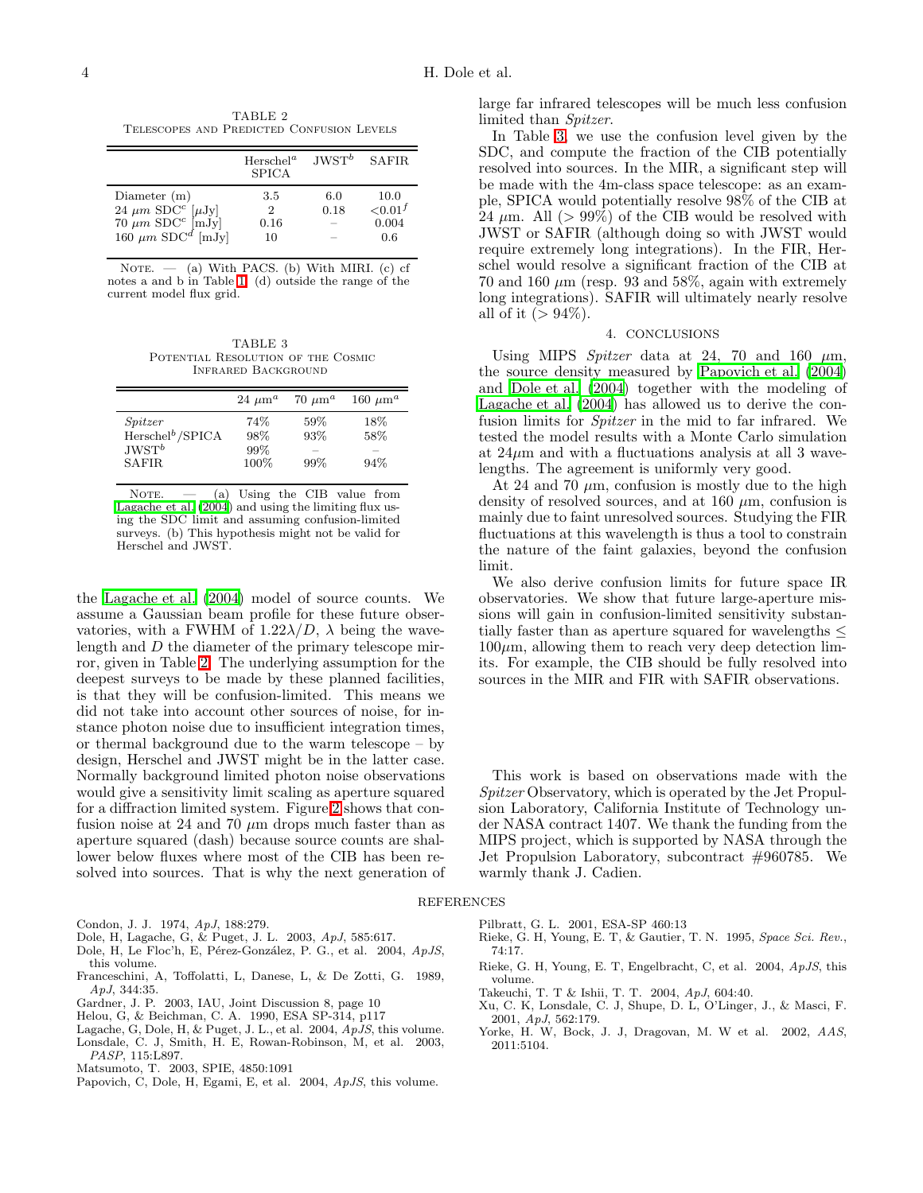TABLE 2
TELESCOPES AND PREDICTED CONFUSION LEVELS

| | Herschel[a] SPICA | JWST[b] | SAFIR |
|---|---|---|---|
| Diameter (m) | 3.5 | 6.0 | 10.0 |
| 24 $\mu m$ SDC[c] [$\mu$Jy] | 2 | 0.18 | <0.01[f] |
| 70 $\mu m$ SDC[c] [mJy] | 0.16 | – | 0.004 |
| 160 $\mu m$ SDC[d] [mJy] | 10 | – | 0.6 |

NOTE. — (a) With PACS. (b) With MIRI. (c) cf notes a and b in Table 1. (d) outside the range of the current model flux grid.

TABLE 3
POTENTIAL RESOLUTION OF THE COSMIC INFRARED BACKGROUND

| | 24 $\mu m^a$ | 70 $\mu m^a$ | 160 $\mu m^a$ |
|---|---|---|---|
| *Spitzer* | 74% | 59% | 18% |
| Herschel[b]/SPICA | 98% | 93% | 58% |
| JWST[b] | 99% | – | – |
| SAFIR | 100% | 99% | 94% |

NOTE. — (a) Using the CIB value from Lagache et al. (2004) and using the limiting flux using the SDC limit and assuming confusion-limited surveys. (b) This hypothesis might not be valid for Herschel and JWST.

the Lagache et al. (2004) model of source counts. We assume a Gaussian beam profile for these future observatories, with a FWHM of $1.22\lambda/D$, $\lambda$ being the wavelength and $D$ the diameter of the primary telescope mirror, given in Table 2. The underlying assumption for the deepest surveys to be made by these planned facilities, is that they will be confusion-limited. This means we did not take into account other sources of noise, for instance photon noise due to insufficient integration times, or thermal background due to the warm telescope – by design, Herschel and JWST might be in the latter case. Normally background limited photon noise observations would give a sensitivity limit scaling as aperture squared for a diffraction limited system. Figure 2 shows that confusion noise at 24 and 70 $\mu$m drops much faster than as aperture squared (dash) because source counts are shallower below fluxes where most of the CIB has been resolved into sources. That is why the next generation of large far infrared telescopes will be much less confusion limited than *Spitzer*.

In Table 3, we use the confusion level given by the SDC, and compute the fraction of the CIB potentially resolved into sources. In the MIR, a significant step will be made with the 4m-class space telescope: as an example, SPICA would potentially resolve 98% of the CIB at 24 $\mu$m. All (> 99%) of the CIB would be resolved with JWST or SAFIR (although doing so with JWST would require extremely long integrations). In the FIR, Herschel would resolve a significant fraction of the CIB at 70 and 160 $\mu$m (resp. 93 and 58%, again with extremely long integrations). SAFIR will ultimately nearly resolve all of it (> 94%).

## 4. CONCLUSIONS

Using MIPS *Spitzer* data at 24, 70 and 160 $\mu$m, the source density measured by Papovich et al. (2004) and Dole et al. (2004) together with the modeling of Lagache et al. (2004) has allowed us to derive the confusion limits for *Spitzer* in the mid to far infrared. We tested the model results with a Monte Carlo simulation at 24$\mu$m and with a fluctuations analysis at all 3 wavelengths. The agreement is uniformly very good.

At 24 and 70 $\mu$m, confusion is mostly due to the high density of resolved sources, and at 160 $\mu$m, confusion is mainly due to faint unresolved sources. Studying the FIR fluctuations at this wavelength is thus a tool to constrain the nature of the faint galaxies, beyond the confusion limit.

We also derive confusion limits for future space IR observatories. We show that future large-aperture missions will gain in confusion-limited sensitivity substantially faster than as aperture squared for wavelengths $\leq 100\mu$m, allowing them to reach very deep detection limits. For example, the CIB should be fully resolved into sources in the MIR and FIR with SAFIR observations.

This work is based on observations made with the *Spitzer* Observatory, which is operated by the Jet Propulsion Laboratory, California Institute of Technology under NASA contract 1407. We thank the funding from the MIPS project, which is supported by NASA through the Jet Propulsion Laboratory, subcontract #960785. We warmly thank J. Cadien.

## REFERENCES

Condon, J. J. 1974, *ApJ*, 188:279.
Dole, H, Lagache, G, & Puget, J. L. 2003, *ApJ*, 585:617.
Dole, H, Le Floc'h, E, Pérez-González, P. G., et al. 2004, *ApJS*, this volume.
Franceschini, A, Toffolatti, L, Danese, L, & De Zotti, G. 1989, *ApJ*, 344:35.
Gardner, J. P. 2003, IAU, Joint Discussion 8, page 10
Helou, G, & Beichman, C. A. 1990, ESA SP-314, p117
Lagache, G, Dole, H, & Puget, J. L., et al. 2004, *ApJS*, this volume.
Lonsdale, C. J, Smith, H. E, Rowan-Robinson, M, et al. 2003, *PASP*, 115:L897.
Matsumoto, T. 2003, SPIE, 4850:1091
Papovich, C, Dole, H, Egami, E, et al. 2004, *ApJS*, this volume.
Pilbratt, G. L. 2001, ESA-SP 460:13
Rieke, G. H, Young, E. T, & Gautier, T. N. 1995, *Space Sci. Rev.*, 74:17.
Rieke, G. H, Young, E. T, Engelbracht, C, et al. 2004, *ApJS*, this volume.
Takeuchi, T. T & Ishii, T. T. 2004, *ApJ*, 604:40.
Xu, C. K, Lonsdale, C. J, Shupe, D. L, O'Linger, J., & Masci, F. 2001, *ApJ*, 562:179.
Yorke, H. W, Bock, J. J, Dragovan, M. W et al. 2002, *AAS*, 2011:5104.